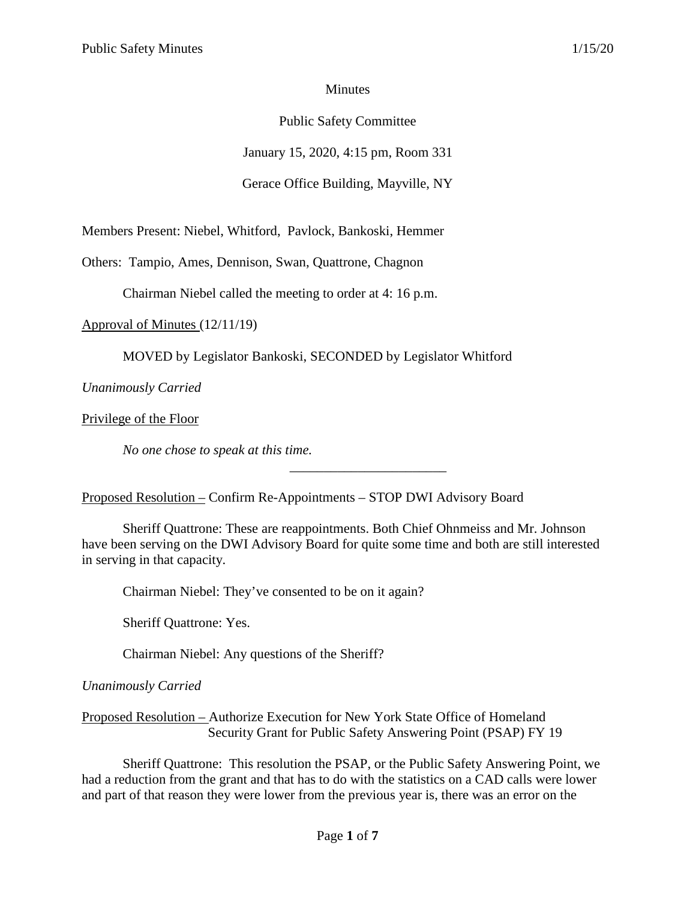Minutes

Public Safety Committee

January 15, 2020, 4:15 pm, Room 331

Gerace Office Building, Mayville, NY

Members Present: Niebel, Whitford, Pavlock, Bankoski, Hemmer

Others: Tampio, Ames, Dennison, Swan, Quattrone, Chagnon

Chairman Niebel called the meeting to order at 4: 16 p.m.

Approval of Minutes (12/11/19)

MOVED by Legislator Bankoski, SECONDED by Legislator Whitford

*Unanimously Carried*

Privilege of the Floor

*No one chose to speak at this time.*

---

Proposed Resolution – Confirm Re-Appointments – STOP DWI Advisory Board

Sheriff Quattrone: These are reappointments. Both Chief Ohnmeiss and Mr. Johnson have been serving on the DWI Advisory Board for quite some time and both are still interested in serving in that capacity.

Chairman Niebel: They've consented to be on it again?

Sheriff Quattrone: Yes.

Chairman Niebel: Any questions of the Sheriff?

*Unanimously Carried*

Proposed Resolution – Authorize Execution for New York State Office of Homeland Security Grant for Public Safety Answering Point (PSAP) FY 19

Sheriff Quattrone: This resolution the PSAP, or the Public Safety Answering Point, we had a reduction from the grant and that has to do with the statistics on a CAD calls were lower and part of that reason they were lower from the previous year is, there was an error on the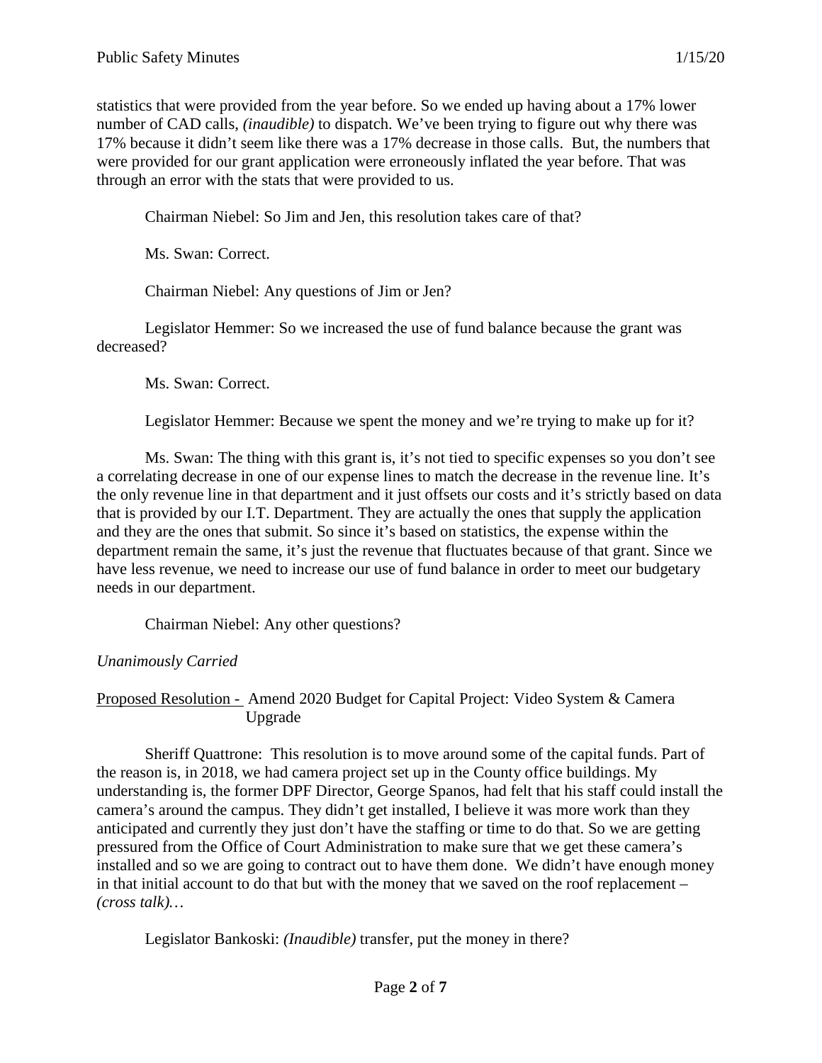statistics that were provided from the year before. So we ended up having about a 17% lower number of CAD calls, *(inaudible)* to dispatch. We've been trying to figure out why there was 17% because it didn't seem like there was a 17% decrease in those calls. But, the numbers that were provided for our grant application were erroneously inflated the year before. That was through an error with the stats that were provided to us.

Chairman Niebel: So Jim and Jen, this resolution takes care of that?

Ms. Swan: Correct.

Chairman Niebel: Any questions of Jim or Jen?

Legislator Hemmer: So we increased the use of fund balance because the grant was decreased?

Ms. Swan: Correct.

Legislator Hemmer: Because we spent the money and we're trying to make up for it?

Ms. Swan: The thing with this grant is, it's not tied to specific expenses so you don't see a correlating decrease in one of our expense lines to match the decrease in the revenue line. It's the only revenue line in that department and it just offsets our costs and it's strictly based on data that is provided by our I.T. Department. They are actually the ones that supply the application and they are the ones that submit. So since it's based on statistics, the expense within the department remain the same, it's just the revenue that fluctuates because of that grant. Since we have less revenue, we need to increase our use of fund balance in order to meet our budgetary needs in our department.

Chairman Niebel: Any other questions?

*Unanimously Carried*

Proposed Resolution - Amend 2020 Budget for Capital Project: Video System & Camera Upgrade

Sheriff Quattrone: This resolution is to move around some of the capital funds. Part of the reason is, in 2018, we had camera project set up in the County office buildings. My understanding is, the former DPF Director, George Spanos, had felt that his staff could install the camera's around the campus. They didn't get installed, I believe it was more work than they anticipated and currently they just don't have the staffing or time to do that. So we are getting pressured from the Office of Court Administration to make sure that we get these camera's installed and so we are going to contract out to have them done. We didn't have enough money in that initial account to do that but with the money that we saved on the roof replacement – *(cross talk)…*

Legislator Bankoski: *(Inaudible)* transfer, put the money in there?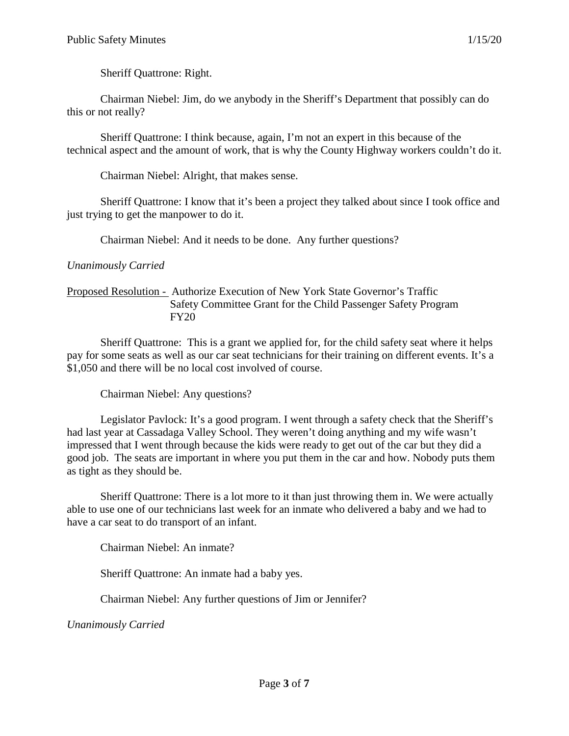Sheriff Quattrone: Right.

Chairman Niebel: Jim, do we anybody in the Sheriff's Department that possibly can do this or not really?

Sheriff Quattrone: I think because, again, I'm not an expert in this because of the technical aspect and the amount of work, that is why the County Highway workers couldn't do it.

Chairman Niebel: Alright, that makes sense.

Sheriff Quattrone: I know that it's been a project they talked about since I took office and just trying to get the manpower to do it.

Chairman Niebel: And it needs to be done. Any further questions?

*Unanimously Carried*

Proposed Resolution - Authorize Execution of New York State Governor's Traffic Safety Committee Grant for the Child Passenger Safety Program FY20

Sheriff Quattrone: This is a grant we applied for, for the child safety seat where it helps pay for some seats as well as our car seat technicians for their training on different events. It's a $1,050 and there will be no local cost involved of course.

Chairman Niebel: Any questions?

Legislator Pavlock: It's a good program. I went through a safety check that the Sheriff's had last year at Cassadaga Valley School. They weren't doing anything and my wife wasn't impressed that I went through because the kids were ready to get out of the car but they did a good job. The seats are important in where you put them in the car and how. Nobody puts them as tight as they should be.

Sheriff Quattrone: There is a lot more to it than just throwing them in. We were actually able to use one of our technicians last week for an inmate who delivered a baby and we had to have a car seat to do transport of an infant.

Chairman Niebel: An inmate?

Sheriff Quattrone: An inmate had a baby yes.

Chairman Niebel: Any further questions of Jim or Jennifer?

*Unanimously Carried*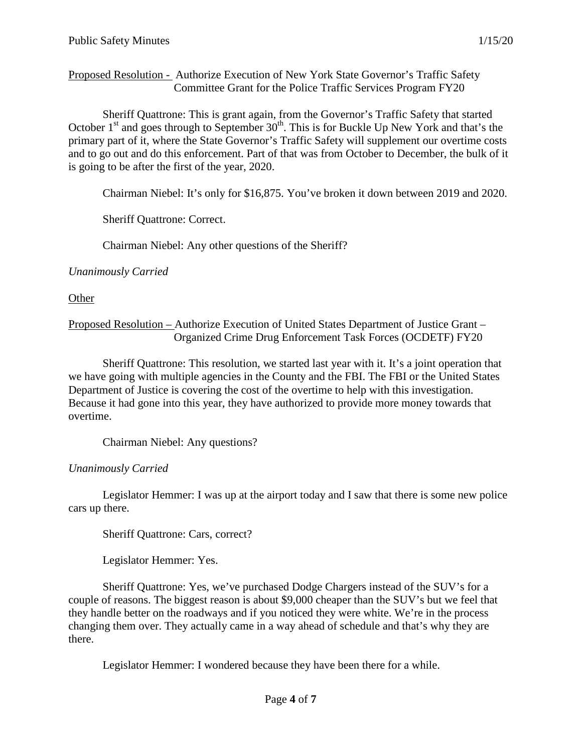Proposed Resolution - Authorize Execution of New York State Governor's Traffic Safety Committee Grant for the Police Traffic Services Program FY20

Sheriff Quattrone: This is grant again, from the Governor's Traffic Safety that started October 1st and goes through to September 30th. This is for Buckle Up New York and that's the primary part of it, where the State Governor's Traffic Safety will supplement our overtime costs and to go out and do this enforcement. Part of that was from October to December, the bulk of it is going to be after the first of the year, 2020.

Chairman Niebel: It's only for $16,875. You've broken it down between 2019 and 2020.

Sheriff Quattrone: Correct.

Chairman Niebel: Any other questions of the Sheriff?

*Unanimously Carried*

Other

Proposed Resolution – Authorize Execution of United States Department of Justice Grant – Organized Crime Drug Enforcement Task Forces (OCDETF) FY20

Sheriff Quattrone: This resolution, we started last year with it. It's a joint operation that we have going with multiple agencies in the County and the FBI. The FBI or the United States Department of Justice is covering the cost of the overtime to help with this investigation. Because it had gone into this year, they have authorized to provide more money towards that overtime.

Chairman Niebel: Any questions?

*Unanimously Carried*

Legislator Hemmer: I was up at the airport today and I saw that there is some new police cars up there.

Sheriff Quattrone: Cars, correct?

Legislator Hemmer: Yes.

Sheriff Quattrone: Yes, we've purchased Dodge Chargers instead of the SUV's for a couple of reasons. The biggest reason is about $9,000 cheaper than the SUV's but we feel that they handle better on the roadways and if you noticed they were white. We're in the process changing them over. They actually came in a way ahead of schedule and that's why they are there.

Legislator Hemmer: I wondered because they have been there for a while.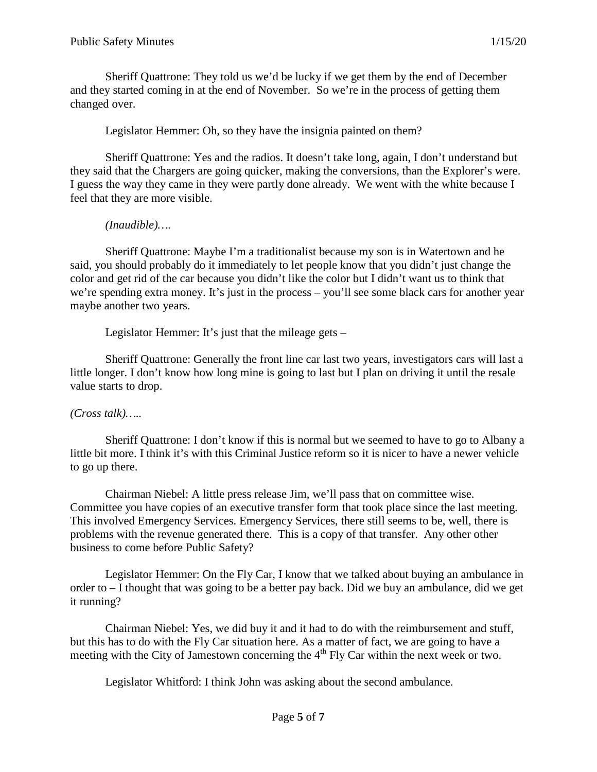Sheriff Quattrone: They told us we'd be lucky if we get them by the end of December and they started coming in at the end of November. So we're in the process of getting them changed over.

Legislator Hemmer: Oh, so they have the insignia painted on them?

Sheriff Quattrone: Yes and the radios. It doesn't take long, again, I don't understand but they said that the Chargers are going quicker, making the conversions, than the Explorer's were. I guess the way they came in they were partly done already. We went with the white because I feel that they are more visible.

*(Inaudible)….*

Sheriff Quattrone: Maybe I'm a traditionalist because my son is in Watertown and he said, you should probably do it immediately to let people know that you didn't just change the color and get rid of the car because you didn't like the color but I didn't want us to think that we're spending extra money. It's just in the process – you'll see some black cars for another year maybe another two years.

Legislator Hemmer: It's just that the mileage gets –

Sheriff Quattrone: Generally the front line car last two years, investigators cars will last a little longer. I don't know how long mine is going to last but I plan on driving it until the resale value starts to drop.

*(Cross talk)…..*

Sheriff Quattrone: I don't know if this is normal but we seemed to have to go to Albany a little bit more. I think it's with this Criminal Justice reform so it is nicer to have a newer vehicle to go up there.

Chairman Niebel: A little press release Jim, we'll pass that on committee wise. Committee you have copies of an executive transfer form that took place since the last meeting. This involved Emergency Services. Emergency Services, there still seems to be, well, there is problems with the revenue generated there. This is a copy of that transfer. Any other other business to come before Public Safety?

Legislator Hemmer: On the Fly Car, I know that we talked about buying an ambulance in order to – I thought that was going to be a better pay back. Did we buy an ambulance, did we get it running?

Chairman Niebel: Yes, we did buy it and it had to do with the reimbursement and stuff, but this has to do with the Fly Car situation here. As a matter of fact, we are going to have a meeting with the City of Jamestown concerning the 4th Fly Car within the next week or two.

Legislator Whitford: I think John was asking about the second ambulance.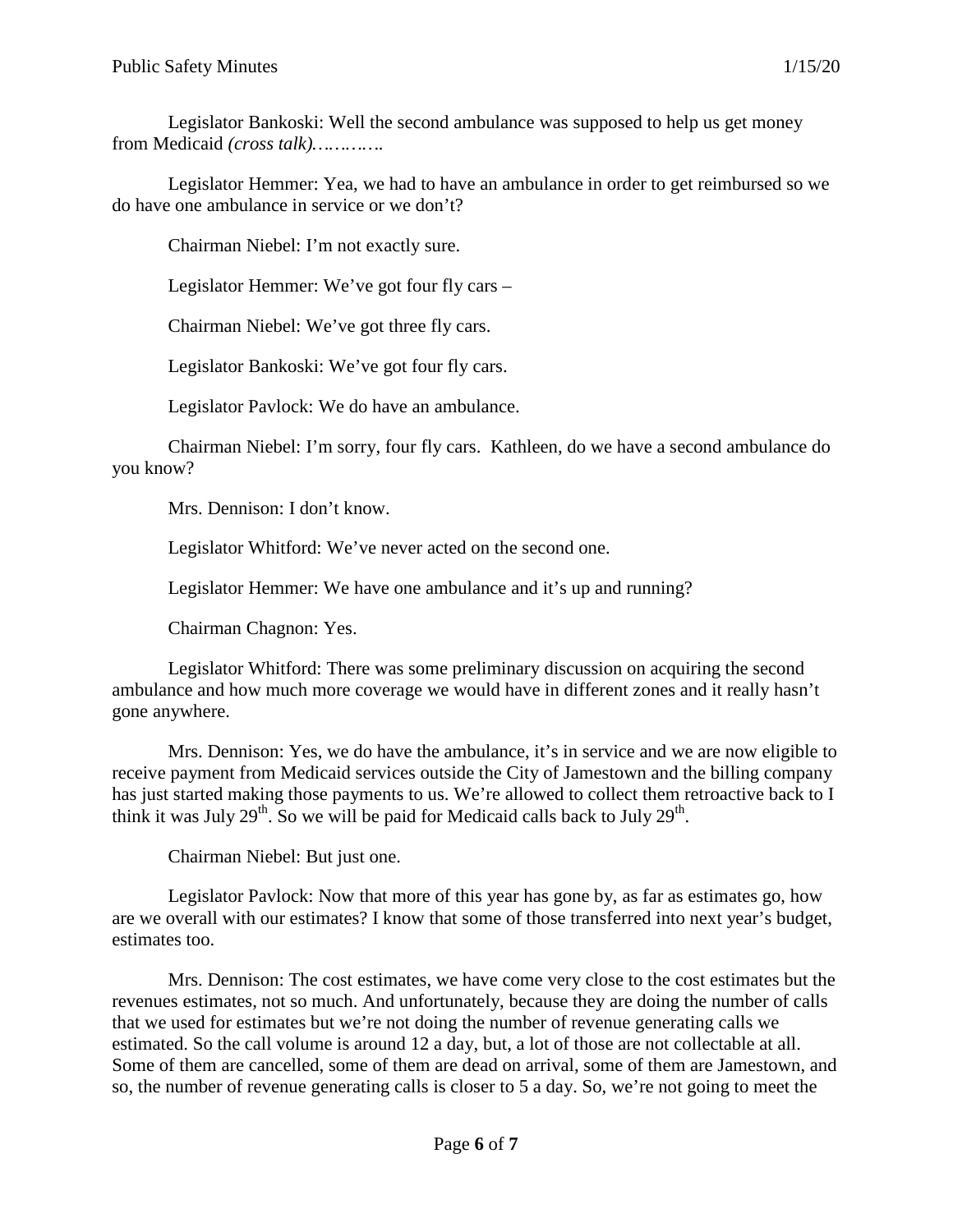Legislator Bankoski: Well the second ambulance was supposed to help us get money from Medicaid *(cross talk)…………*

Legislator Hemmer: Yea, we had to have an ambulance in order to get reimbursed so we do have one ambulance in service or we don't?

Chairman Niebel: I'm not exactly sure.

Legislator Hemmer: We've got four fly cars –

Chairman Niebel: We've got three fly cars.

Legislator Bankoski: We've got four fly cars.

Legislator Pavlock: We do have an ambulance.

Chairman Niebel: I'm sorry, four fly cars. Kathleen, do we have a second ambulance do you know?

Mrs. Dennison: I don't know.

Legislator Whitford: We've never acted on the second one.

Legislator Hemmer: We have one ambulance and it's up and running?

Chairman Chagnon: Yes.

Legislator Whitford: There was some preliminary discussion on acquiring the second ambulance and how much more coverage we would have in different zones and it really hasn't gone anywhere.

Mrs. Dennison: Yes, we do have the ambulance, it's in service and we are now eligible to receive payment from Medicaid services outside the City of Jamestown and the billing company has just started making those payments to us. We're allowed to collect them retroactive back to I think it was July 29th. So we will be paid for Medicaid calls back to July 29th.

Chairman Niebel: But just one.

Legislator Pavlock: Now that more of this year has gone by, as far as estimates go, how are we overall with our estimates? I know that some of those transferred into next year's budget, estimates too.

Mrs. Dennison: The cost estimates, we have come very close to the cost estimates but the revenues estimates, not so much. And unfortunately, because they are doing the number of calls that we used for estimates but we're not doing the number of revenue generating calls we estimated. So the call volume is around 12 a day, but, a lot of those are not collectable at all. Some of them are cancelled, some of them are dead on arrival, some of them are Jamestown, and so, the number of revenue generating calls is closer to 5 a day. So, we're not going to meet the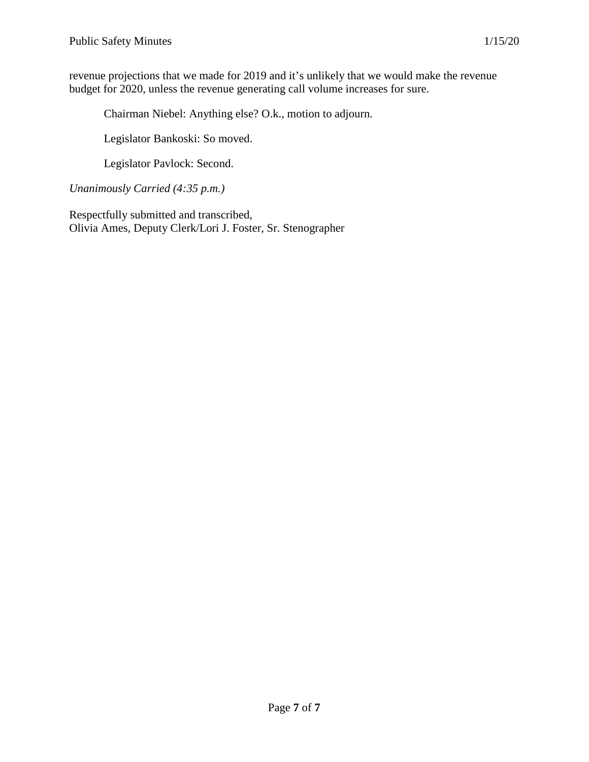revenue projections that we made for 2019 and it's unlikely that we would make the revenue budget for 2020, unless the revenue generating call volume increases for sure.

Chairman Niebel: Anything else? O.k., motion to adjourn.

Legislator Bankoski: So moved.

Legislator Pavlock: Second.

*Unanimously Carried (4:35 p.m.)*

Respectfully submitted and transcribed,
Olivia Ames, Deputy Clerk/Lori J. Foster, Sr. Stenographer